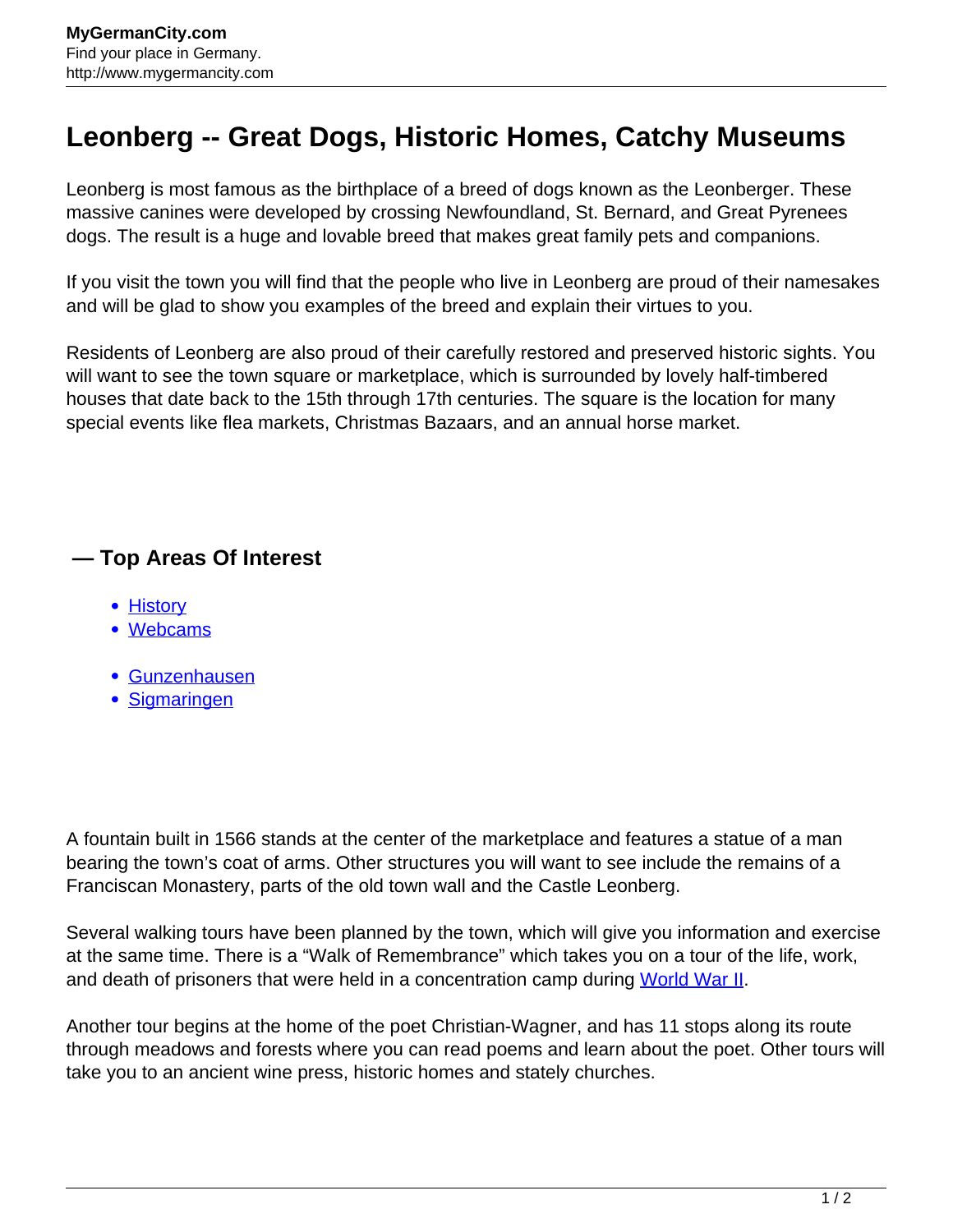# Leonberg -- Great Dogs, Historic Homes, Catchy Museums

Leonberg is most famous as the birthplace of a breed of dogs known as the Leonberger. These massive canines were developed by crossing Newfoundland, St. Bernard, and Great Pyrenees dogs. The result is a huge and lovable breed that makes great family pets and companions.

If you visit the town you will find that the people who live in Leonberg are proud of their namesakes and will be glad to show you examples of the breed and explain their virtues to you.

Residents of Leonberg are also proud of their carefully restored and preserved historic sights. You will want to see the town square or marketplace, which is surrounded by lovely half-timbered houses that date back to the 15th through 17th centuries. The square is the location for many special events like flea markets, Christmas Bazaars, and an annual horse market.

## — Top Areas Of Interest

- History
- Webcams

- Gunzenhausen
- Sigmaringen

A fountain built in 1566 stands at the center of the marketplace and features a statue of a man bearing the town's coat of arms. Other structures you will want to see include the remains of a Franciscan Monastery, parts of the old town wall and the Castle Leonberg.

Several walking tours have been planned by the town, which will give you information and exercise at the same time. There is a "Walk of Remembrance" which takes you on a tour of the life, work, and death of prisoners that were held in a concentration camp during World War II.

Another tour begins at the home of the poet Christian-Wagner, and has 11 stops along its route through meadows and forests where you can read poems and learn about the poet. Other tours will take you to an ancient wine press, historic homes and stately churches.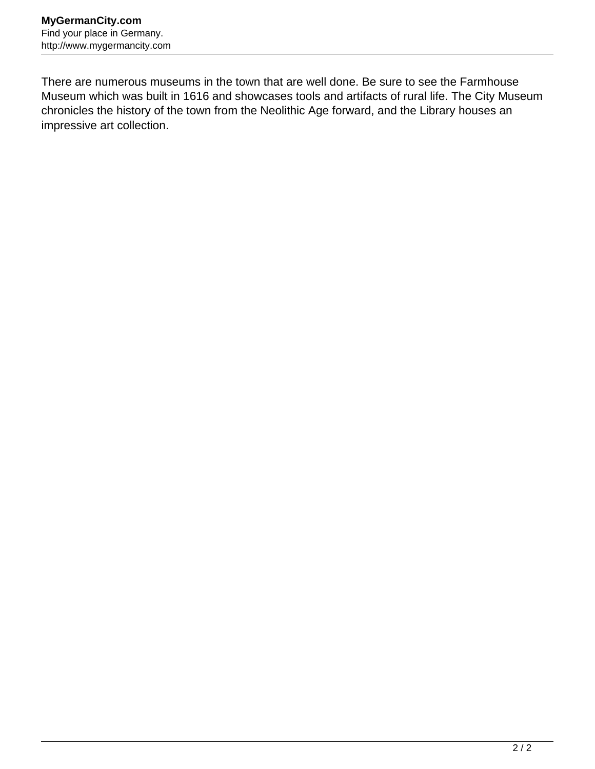There are numerous museums in the town that are well done. Be sure to see the Farmhouse Museum which was built in 1616 and showcases tools and artifacts of rural life. The City Museum chronicles the history of the town from the Neolithic Age forward, and the Library houses an impressive art collection.